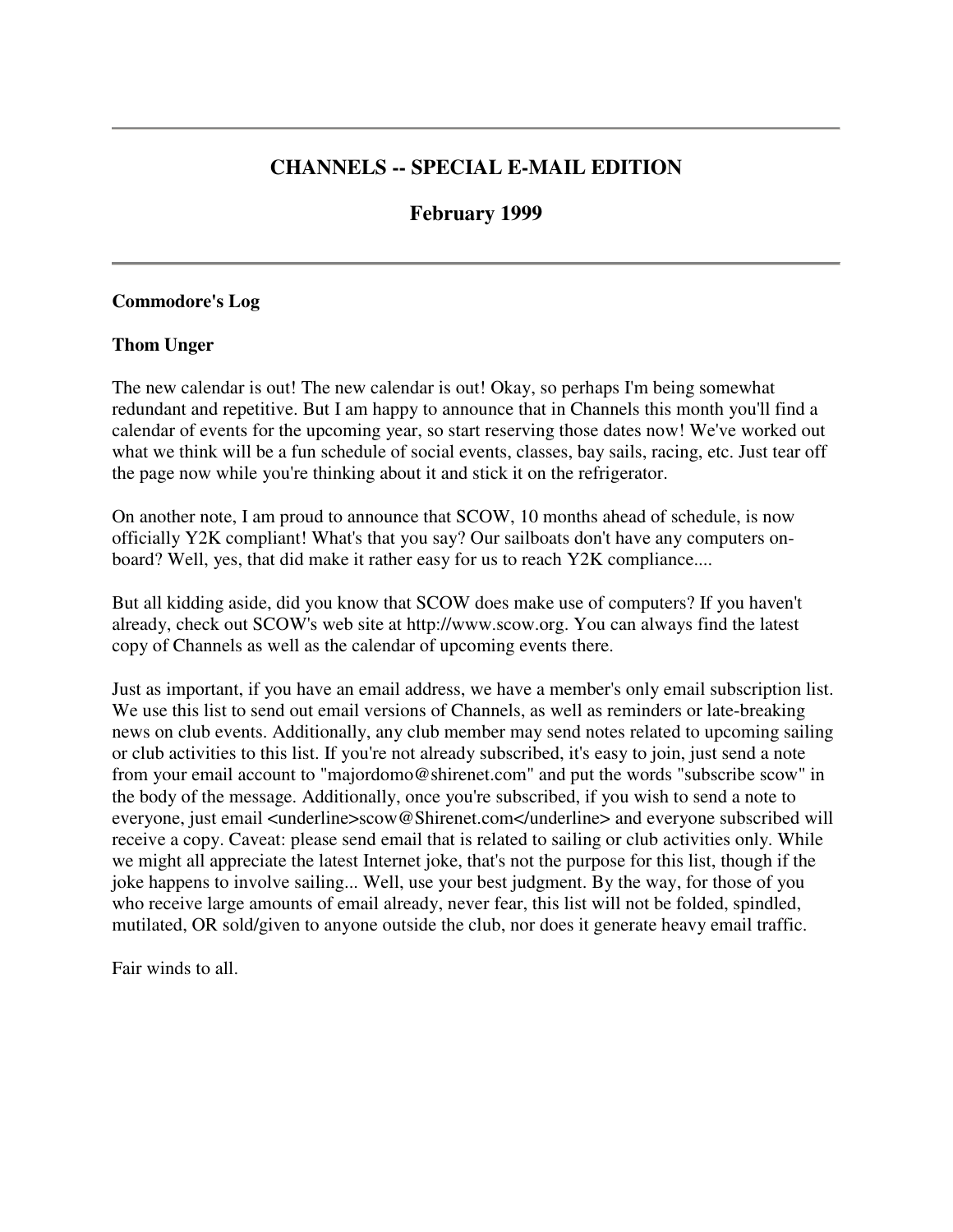---

# CHANNELS -- SPECIAL E-MAIL EDITION

## February 1999

---

**Commodore's Log**

**Thom Unger**

The new calendar is out! The new calendar is out! Okay, so perhaps I'm being somewhat redundant and repetitive. But I am happy to announce that in Channels this month you'll find a calendar of events for the upcoming year, so start reserving those dates now! We've worked out what we think will be a fun schedule of social events, classes, bay sails, racing, etc. Just tear off the page now while you're thinking about it and stick it on the refrigerator.

On another note, I am proud to announce that SCOW, 10 months ahead of schedule, is now officially Y2K compliant! What's that you say? Our sailboats don't have any computers on-board? Well, yes, that did make it rather easy for us to reach Y2K compliance....

But all kidding aside, did you know that SCOW does make use of computers? If you haven't already, check out SCOW's web site at http://www.scow.org. You can always find the latest copy of Channels as well as the calendar of upcoming events there.

Just as important, if you have an email address, we have a member's only email subscription list. We use this list to send out email versions of Channels, as well as reminders or late-breaking news on club events. Additionally, any club member may send notes related to upcoming sailing or club activities to this list. If you're not already subscribed, it's easy to join, just send a note from your email account to "majordomo@shirenet.com" and put the words "subscribe scow" in the body of the message. Additionally, once you're subscribed, if you wish to send a note to everyone, just email <underline>scow@Shirenet.com</underline> and everyone subscribed will receive a copy. Caveat: please send email that is related to sailing or club activities only. While we might all appreciate the latest Internet joke, that's not the purpose for this list, though if the joke happens to involve sailing... Well, use your best judgment. By the way, for those of you who receive large amounts of email already, never fear, this list will not be folded, spindled, mutilated, OR sold/given to anyone outside the club, nor does it generate heavy email traffic.

Fair winds to all.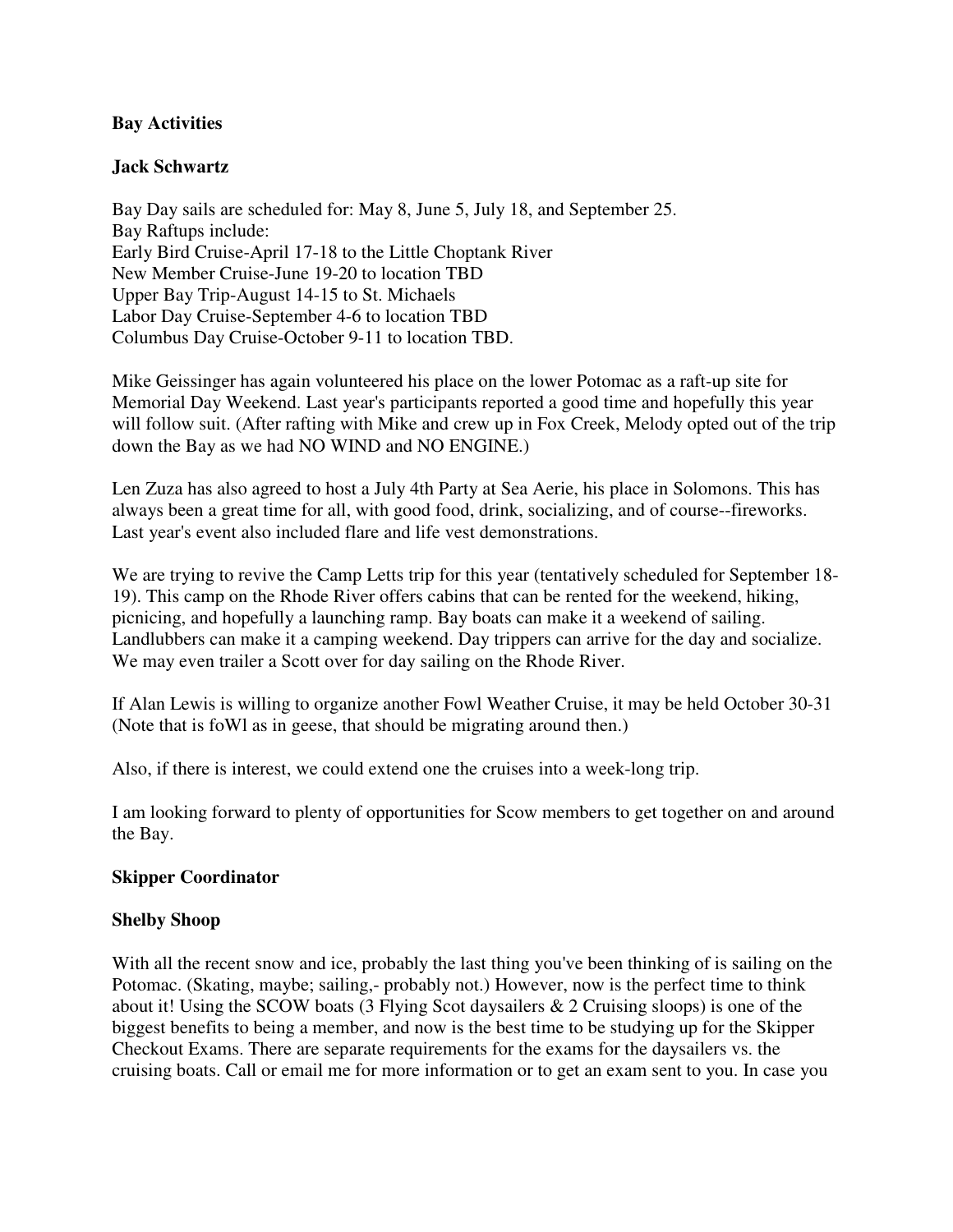**Bay Activities**

**Jack Schwartz**

Bay Day sails are scheduled for: May 8, June 5, July 18, and September 25.
Bay Raftups include:
Early Bird Cruise-April 17-18 to the Little Choptank River
New Member Cruise-June 19-20 to location TBD
Upper Bay Trip-August 14-15 to St. Michaels
Labor Day Cruise-September 4-6 to location TBD
Columbus Day Cruise-October 9-11 to location TBD.

Mike Geissinger has again volunteered his place on the lower Potomac as a raft-up site for Memorial Day Weekend. Last year's participants reported a good time and hopefully this year will follow suit. (After rafting with Mike and crew up in Fox Creek, Melody opted out of the trip down the Bay as we had NO WIND and NO ENGINE.)

Len Zuza has also agreed to host a July 4th Party at Sea Aerie, his place in Solomons. This has always been a great time for all, with good food, drink, socializing, and of course--fireworks. Last year's event also included flare and life vest demonstrations.

We are trying to revive the Camp Letts trip for this year (tentatively scheduled for September 18-19). This camp on the Rhode River offers cabins that can be rented for the weekend, hiking, picnicing, and hopefully a launching ramp. Bay boats can make it a weekend of sailing. Landlubbers can make it a camping weekend. Day trippers can arrive for the day and socialize. We may even trailer a Scott over for day sailing on the Rhode River.

If Alan Lewis is willing to organize another Fowl Weather Cruise, it may be held October 30-31 (Note that is foWl as in geese, that should be migrating around then.)

Also, if there is interest, we could extend one the cruises into a week-long trip.

I am looking forward to plenty of opportunities for Scow members to get together on and around the Bay.

**Skipper Coordinator**

**Shelby Shoop**

With all the recent snow and ice, probably the last thing you've been thinking of is sailing on the Potomac. (Skating, maybe; sailing,- probably not.) However, now is the perfect time to think about it! Using the SCOW boats (3 Flying Scot daysailers & 2 Cruising sloops) is one of the biggest benefits to being a member, and now is the best time to be studying up for the Skipper Checkout Exams. There are separate requirements for the exams for the daysailers vs. the cruising boats. Call or email me for more information or to get an exam sent to you. In case you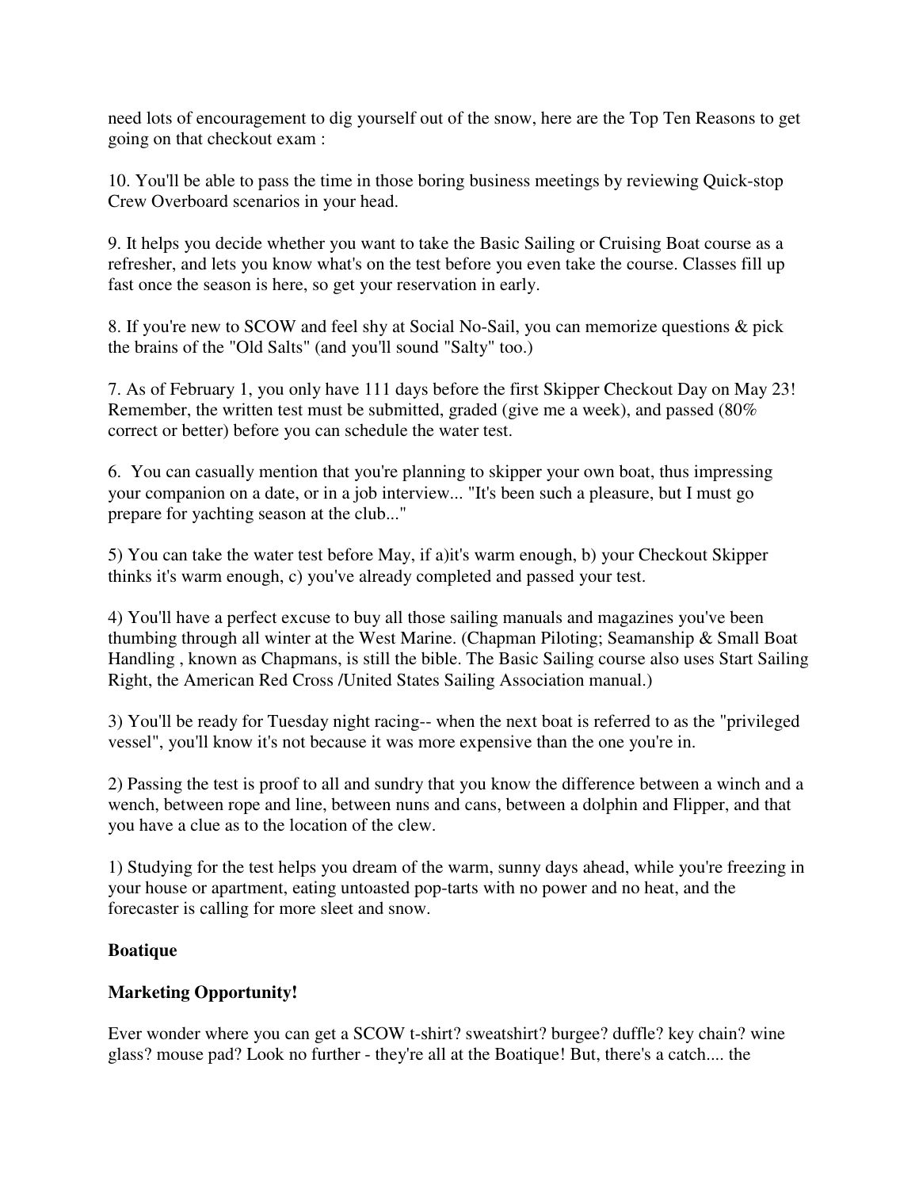need lots of encouragement to dig yourself out of the snow, here are the Top Ten Reasons to get going on that checkout exam :

10. You'll be able to pass the time in those boring business meetings by reviewing Quick-stop Crew Overboard scenarios in your head.

9. It helps you decide whether you want to take the Basic Sailing or Cruising Boat course as a refresher, and lets you know what's on the test before you even take the course. Classes fill up fast once the season is here, so get your reservation in early.

8. If you're new to SCOW and feel shy at Social No-Sail, you can memorize questions & pick the brains of the "Old Salts" (and you'll sound "Salty" too.)

7. As of February 1, you only have 111 days before the first Skipper Checkout Day on May 23! Remember, the written test must be submitted, graded (give me a week), and passed (80% correct or better) before you can schedule the water test.

6. You can casually mention that you're planning to skipper your own boat, thus impressing your companion on a date, or in a job interview... "It's been such a pleasure, but I must go prepare for yachting season at the club..."

5) You can take the water test before May, if a)it's warm enough, b) your Checkout Skipper thinks it's warm enough, c) you've already completed and passed your test.

4) You'll have a perfect excuse to buy all those sailing manuals and magazines you've been thumbing through all winter at the West Marine. (Chapman Piloting; Seamanship & Small Boat Handling , known as Chapmans, is still the bible. The Basic Sailing course also uses Start Sailing Right, the American Red Cross /United States Sailing Association manual.)

3) You'll be ready for Tuesday night racing-- when the next boat is referred to as the "privileged vessel", you'll know it's not because it was more expensive than the one you're in.

2) Passing the test is proof to all and sundry that you know the difference between a winch and a wench, between rope and line, between nuns and cans, between a dolphin and Flipper, and that you have a clue as to the location of the clew.

1) Studying for the test helps you dream of the warm, sunny days ahead, while you're freezing in your house or apartment, eating untoasted pop-tarts with no power and no heat, and the forecaster is calling for more sleet and snow.

**Boatique**

**Marketing Opportunity!**

Ever wonder where you can get a SCOW t-shirt? sweatshirt? burgee? duffle? key chain? wine glass? mouse pad? Look no further - they're all at the Boatique! But, there's a catch.... the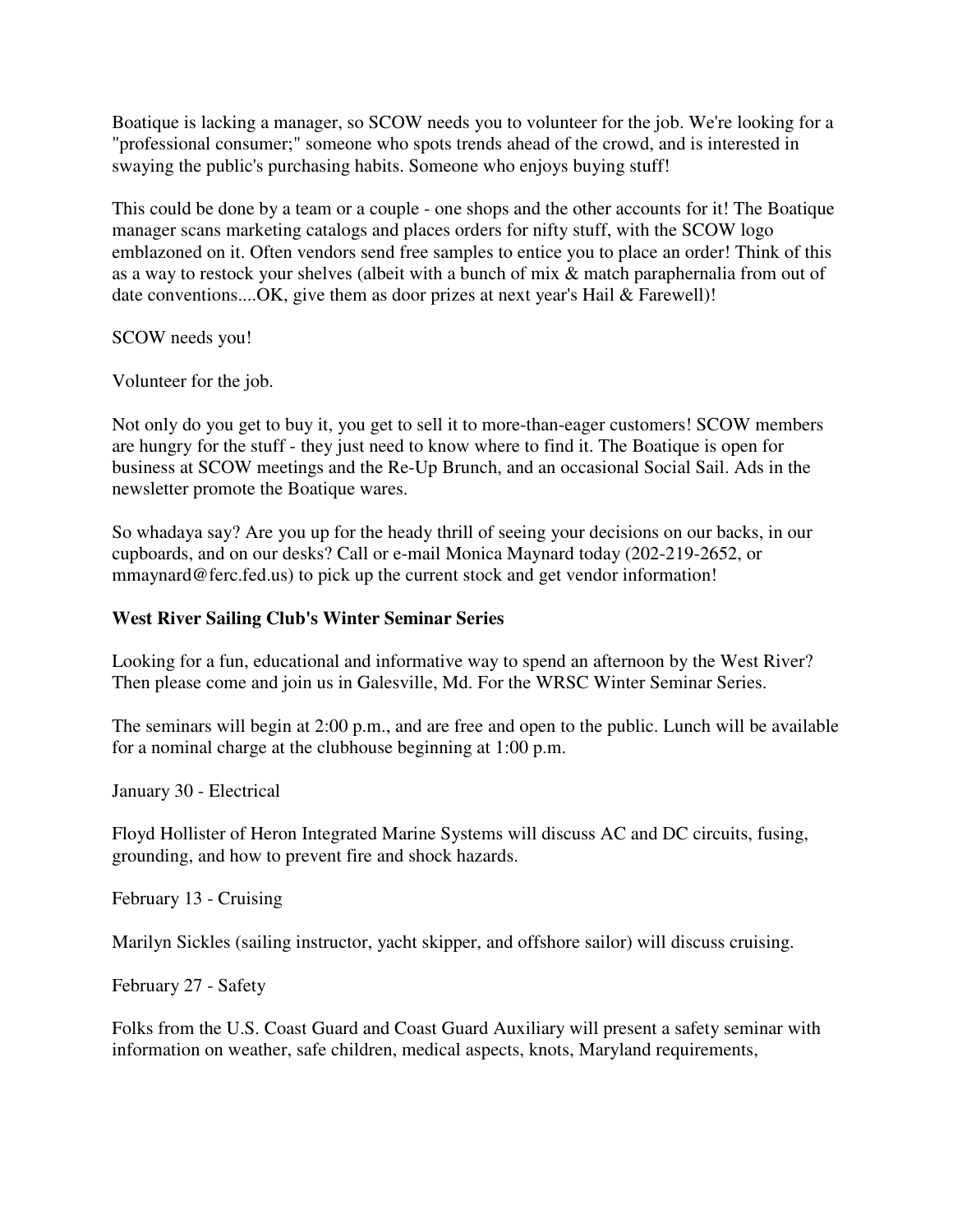Boatique is lacking a manager, so SCOW needs you to volunteer for the job. We're looking for a "professional consumer;" someone who spots trends ahead of the crowd, and is interested in swaying the public's purchasing habits. Someone who enjoys buying stuff!

This could be done by a team or a couple - one shops and the other accounts for it! The Boatique manager scans marketing catalogs and places orders for nifty stuff, with the SCOW logo emblazoned on it. Often vendors send free samples to entice you to place an order! Think of this as a way to restock your shelves (albeit with a bunch of mix & match paraphernalia from out of date conventions....OK, give them as door prizes at next year's Hail & Farewell)!

SCOW needs you!

Volunteer for the job.

Not only do you get to buy it, you get to sell it to more-than-eager customers! SCOW members are hungry for the stuff - they just need to know where to find it. The Boatique is open for business at SCOW meetings and the Re-Up Brunch, and an occasional Social Sail. Ads in the newsletter promote the Boatique wares.

So whadaya say? Are you up for the heady thrill of seeing your decisions on our backs, in our cupboards, and on our desks? Call or e-mail Monica Maynard today (202-219-2652, or mmaynard@ferc.fed.us) to pick up the current stock and get vendor information!

**West River Sailing Club's Winter Seminar Series**

Looking for a fun, educational and informative way to spend an afternoon by the West River? Then please come and join us in Galesville, Md. For the WRSC Winter Seminar Series.

The seminars will begin at 2:00 p.m., and are free and open to the public. Lunch will be available for a nominal charge at the clubhouse beginning at 1:00 p.m.

January 30 - Electrical

Floyd Hollister of Heron Integrated Marine Systems will discuss AC and DC circuits, fusing, grounding, and how to prevent fire and shock hazards.

February 13 - Cruising

Marilyn Sickles (sailing instructor, yacht skipper, and offshore sailor) will discuss cruising.

February 27 - Safety

Folks from the U.S. Coast Guard and Coast Guard Auxiliary will present a safety seminar with information on weather, safe children, medical aspects, knots, Maryland requirements,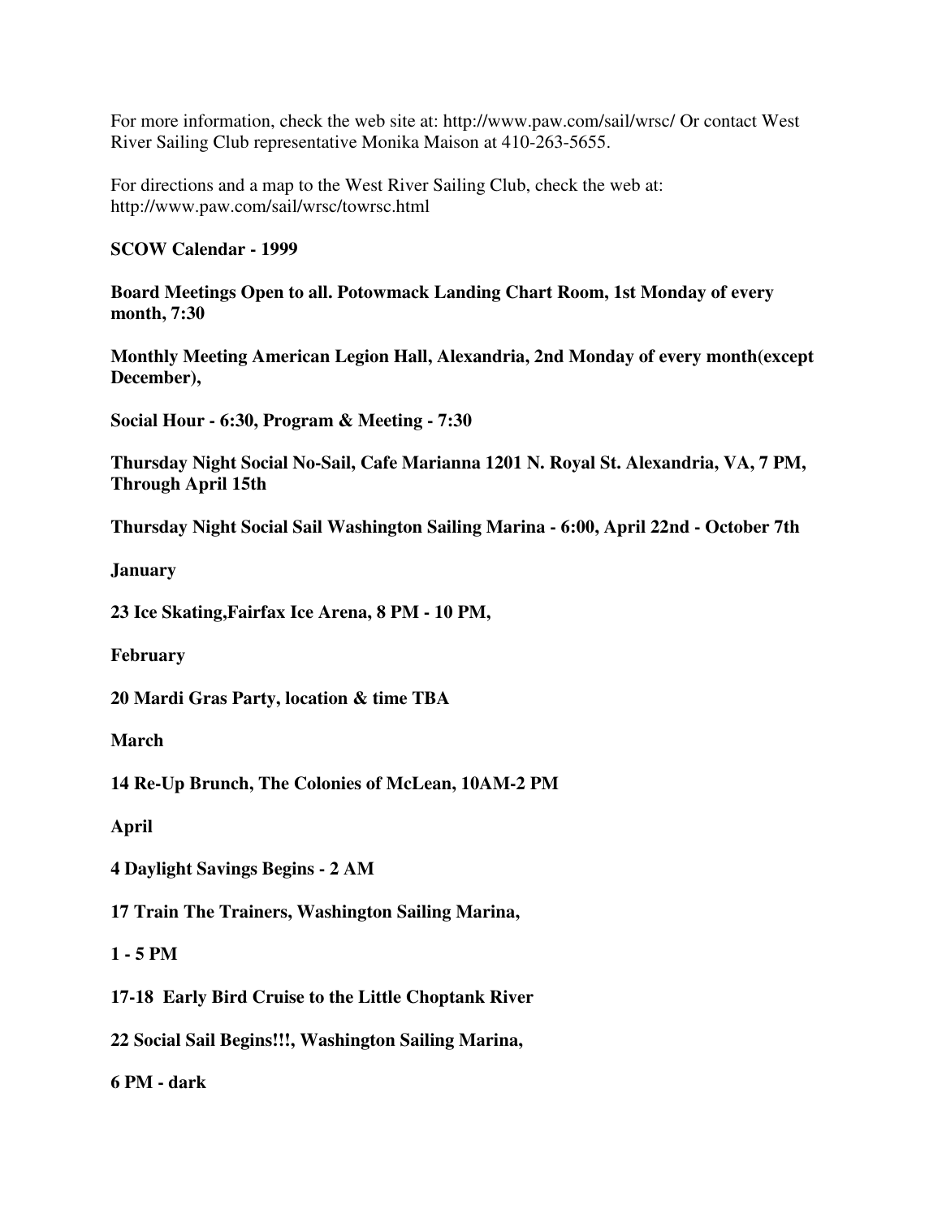For more information, check the web site at: http://www.paw.com/sail/wrsc/ Or contact West River Sailing Club representative Monika Maison at 410-263-5655.

For directions and a map to the West River Sailing Club, check the web at: http://www.paw.com/sail/wrsc/towrsc.html

**SCOW Calendar - 1999**

**Board Meetings Open to all. Potowmack Landing Chart Room, 1st Monday of every month, 7:30**

**Monthly Meeting American Legion Hall, Alexandria, 2nd Monday of every month(except December),**

**Social Hour - 6:30, Program & Meeting - 7:30**

**Thursday Night Social No-Sail, Cafe Marianna 1201 N. Royal St. Alexandria, VA, 7 PM, Through April 15th**

**Thursday Night Social Sail Washington Sailing Marina - 6:00, April 22nd - October 7th**

**January**

**23 Ice Skating,Fairfax Ice Arena, 8 PM - 10 PM,**

**February**

**20 Mardi Gras Party, location & time TBA**

**March**

**14 Re-Up Brunch, The Colonies of McLean, 10AM-2 PM**

**April**

**4 Daylight Savings Begins - 2 AM**

**17 Train The Trainers, Washington Sailing Marina,**

**1 - 5 PM**

**17-18 Early Bird Cruise to the Little Choptank River**

**22 Social Sail Begins!!!, Washington Sailing Marina,**

**6 PM - dark**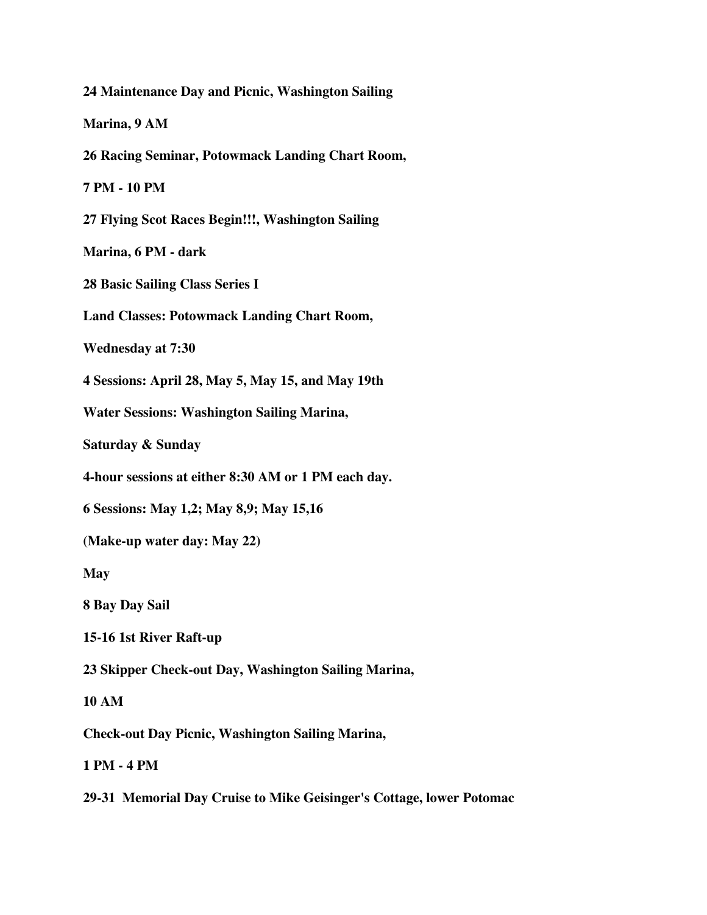**24 Maintenance Day and Picnic, Washington Sailing**

**Marina, 9 AM**

**26 Racing Seminar, Potowmack Landing Chart Room,**

**7 PM - 10 PM**

**27 Flying Scot Races Begin!!!, Washington Sailing**

**Marina, 6 PM - dark**

**28 Basic Sailing Class Series I**

**Land Classes: Potowmack Landing Chart Room,**

**Wednesday at 7:30**

**4 Sessions: April 28, May 5, May 15, and May 19th**

**Water Sessions: Washington Sailing Marina,**

**Saturday & Sunday**

**4-hour sessions at either 8:30 AM or 1 PM each day.**

**6 Sessions: May 1,2; May 8,9; May 15,16**

**(Make-up water day: May 22)**

**May**

**8 Bay Day Sail**

**15-16 1st River Raft-up**

**23 Skipper Check-out Day, Washington Sailing Marina,**

**10 AM**

**Check-out Day Picnic, Washington Sailing Marina,**

**1 PM - 4 PM**

**29-31 Memorial Day Cruise to Mike Geisinger's Cottage, lower Potomac**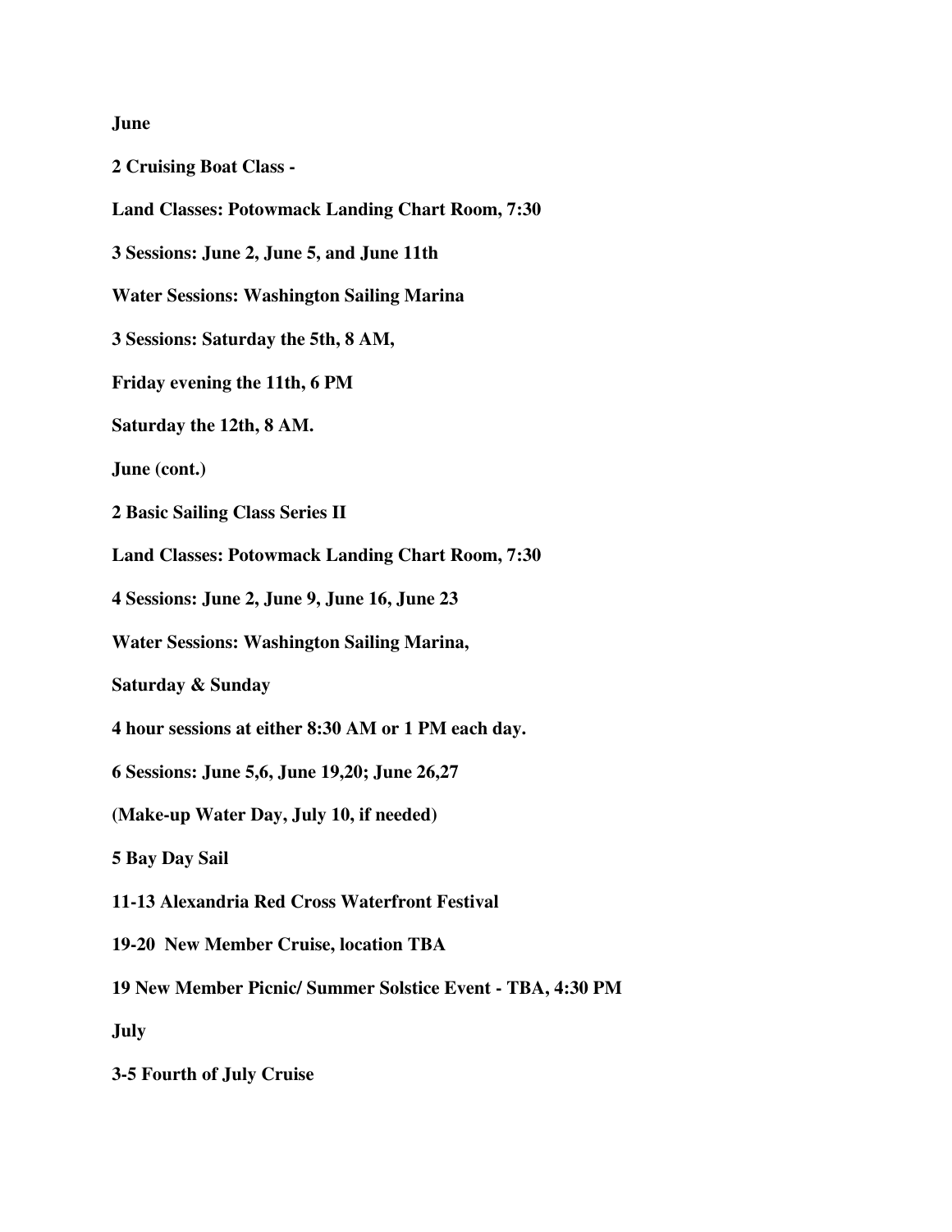**June**

**2 Cruising Boat Class -**

**Land Classes: Potowmack Landing Chart Room, 7:30**

**3 Sessions: June 2, June 5, and June 11th**

**Water Sessions: Washington Sailing Marina**

**3 Sessions: Saturday the 5th, 8 AM,**

**Friday evening the 11th, 6 PM**

**Saturday the 12th, 8 AM.**

**June (cont.)**

**2 Basic Sailing Class Series II**

**Land Classes: Potowmack Landing Chart Room, 7:30**

**4 Sessions: June 2, June 9, June 16, June 23**

**Water Sessions: Washington Sailing Marina,**

**Saturday & Sunday**

**4 hour sessions at either 8:30 AM or 1 PM each day.**

**6 Sessions: June 5,6, June 19,20; June 26,27**

**(Make-up Water Day, July 10, if needed)**

**5 Bay Day Sail**

**11-13 Alexandria Red Cross Waterfront Festival**

**19-20 New Member Cruise, location TBA**

**19 New Member Picnic/ Summer Solstice Event - TBA, 4:30 PM**

**July**

**3-5 Fourth of July Cruise**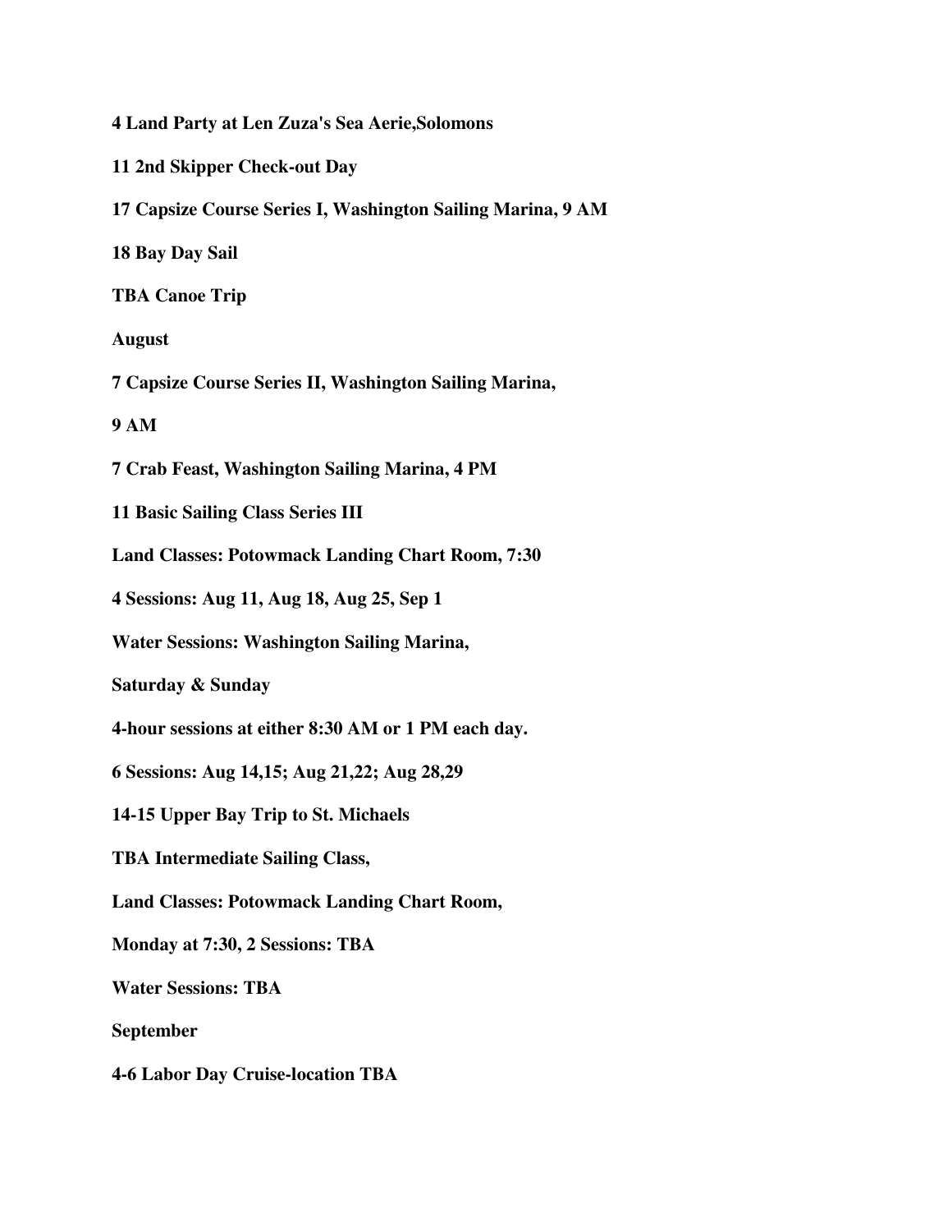**4 Land Party at Len Zuza's Sea Aerie,Solomons**

**11 2nd Skipper Check-out Day**

**17 Capsize Course Series I, Washington Sailing Marina, 9 AM**

**18 Bay Day Sail**

**TBA Canoe Trip**

**August**

**7 Capsize Course Series II, Washington Sailing Marina,**

**9 AM**

**7 Crab Feast, Washington Sailing Marina, 4 PM**

**11 Basic Sailing Class Series III**

**Land Classes: Potowmack Landing Chart Room, 7:30**

**4 Sessions: Aug 11, Aug 18, Aug 25, Sep 1**

**Water Sessions: Washington Sailing Marina,**

**Saturday & Sunday**

**4-hour sessions at either 8:30 AM or 1 PM each day.**

**6 Sessions: Aug 14,15; Aug 21,22; Aug 28,29**

**14-15 Upper Bay Trip to St. Michaels**

**TBA Intermediate Sailing Class,**

**Land Classes: Potowmack Landing Chart Room,**

**Monday at 7:30, 2 Sessions: TBA**

**Water Sessions: TBA**

**September**

**4-6 Labor Day Cruise-location TBA**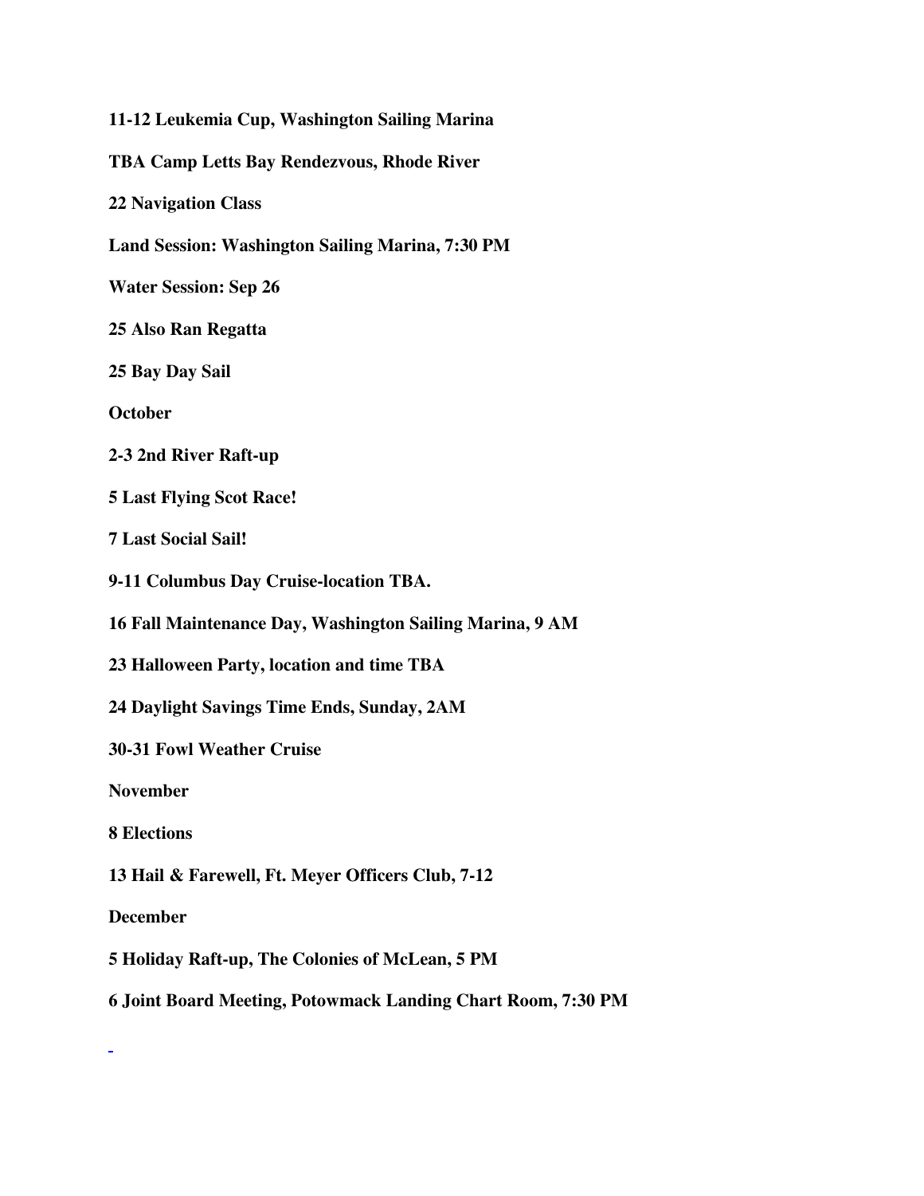**11-12 Leukemia Cup, Washington Sailing Marina**

**TBA Camp Letts Bay Rendezvous, Rhode River**

**22 Navigation Class**

**Land Session: Washington Sailing Marina, 7:30 PM**

**Water Session: Sep 26**

**25 Also Ran Regatta**

**25 Bay Day Sail**

**October**

**2-3 2nd River Raft-up**

**5 Last Flying Scot Race!**

**7 Last Social Sail!**

**9-11 Columbus Day Cruise-location TBA.**

**16 Fall Maintenance Day, Washington Sailing Marina, 9 AM**

**23 Halloween Party, location and time TBA**

**24 Daylight Savings Time Ends, Sunday, 2AM**

**30-31 Fowl Weather Cruise**

**November**

**8 Elections**

**13 Hail & Farewell, Ft. Meyer Officers Club, 7-12**

**December**

**5 Holiday Raft-up, The Colonies of McLean, 5 PM**

**6 Joint Board Meeting, Potowmack Landing Chart Room, 7:30 PM**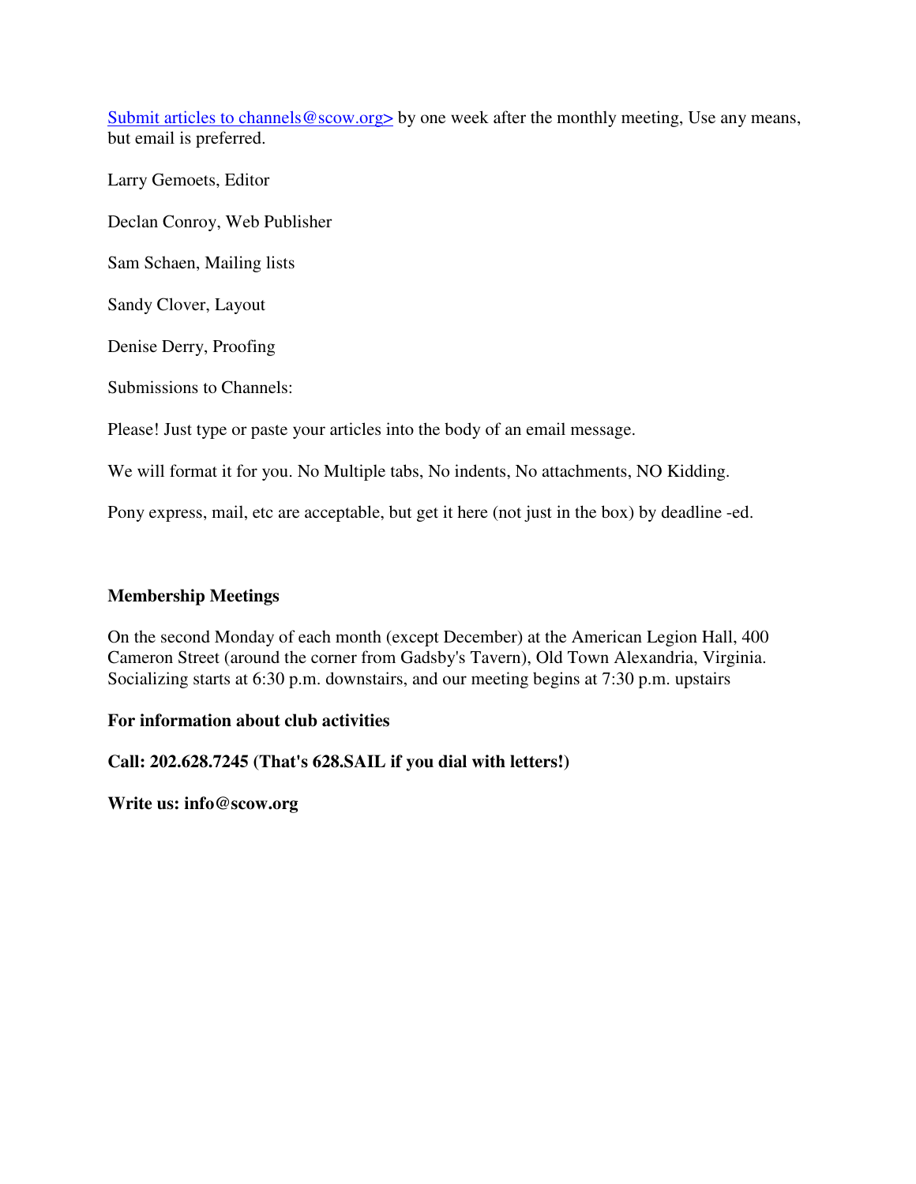[Submit articles to channels@scow.org>](mailto:channels@scow.org) by one week after the monthly meeting, Use any means, but email is preferred.

Larry Gemoets, Editor

Declan Conroy, Web Publisher

Sam Schaen, Mailing lists

Sandy Clover, Layout

Denise Derry, Proofing

Submissions to Channels:

Please! Just type or paste your articles into the body of an email message.

We will format it for you. No Multiple tabs, No indents, No attachments, NO Kidding.

Pony express, mail, etc are acceptable, but get it here (not just in the box) by deadline -ed.

**Membership Meetings**

On the second Monday of each month (except December) at the American Legion Hall, 400 Cameron Street (around the corner from Gadsby's Tavern), Old Town Alexandria, Virginia. Socializing starts at 6:30 p.m. downstairs, and our meeting begins at 7:30 p.m. upstairs

**For information about club activities**

**Call: 202.628.7245 (That's 628.SAIL if you dial with letters!)**

**Write us: info@scow.org**